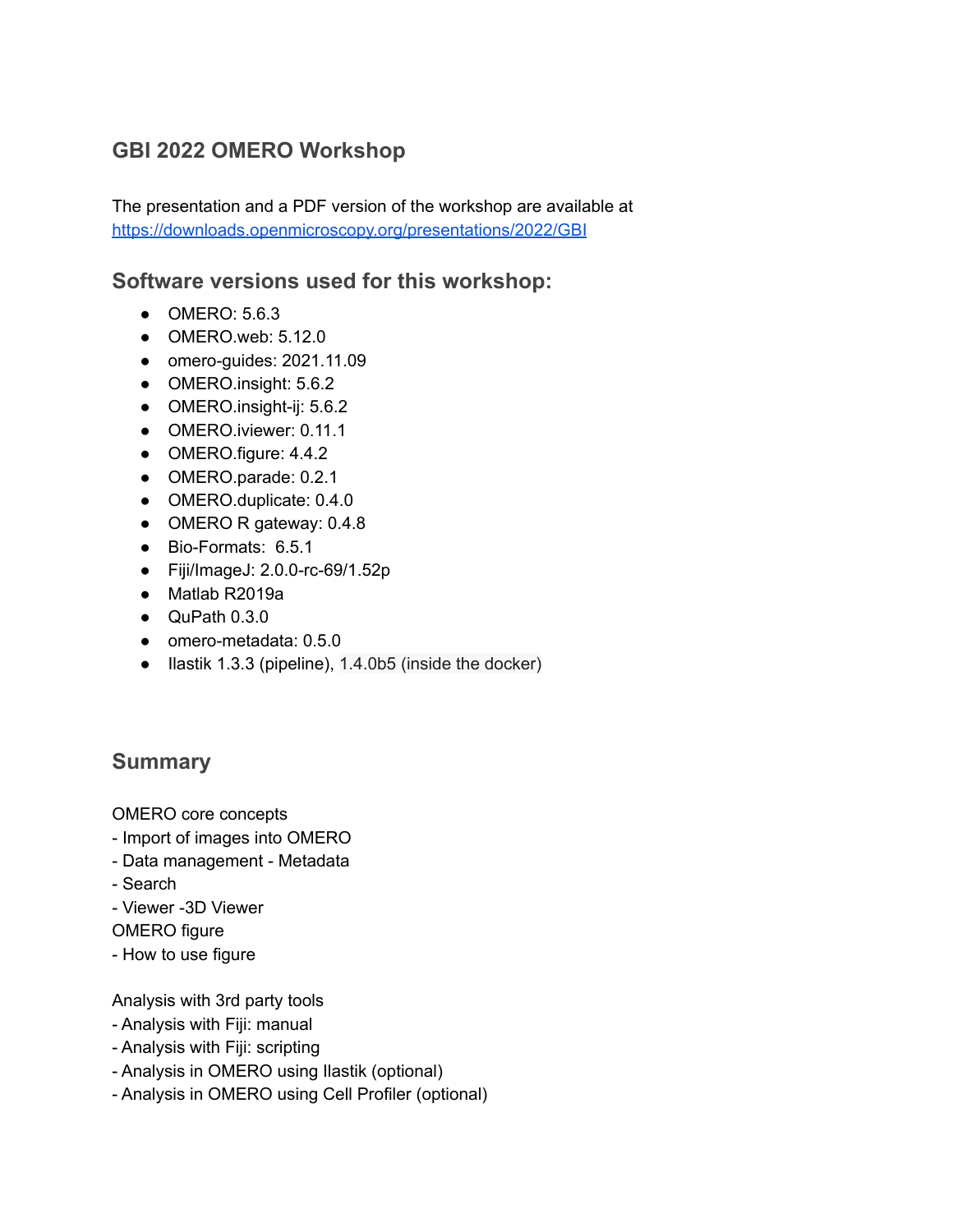## GBI 2022 OMERO Workshop

The presentation and a PDF version of the workshop are available at
[https://downloads.openmicroscopy.org/presentations/2022/GBI](https://downloads.openmicroscopy.org/presentations/2022/GBI)

## Software versions used for this workshop:

- OMERO: 5.6.3
- OMERO.web: 5.12.0
- omero-guides: 2021.11.09
- OMERO.insight: 5.6.2
- OMERO.insight-ij: 5.6.2
- OMERO.iviewer: 0.11.1
- OMERO.figure: 4.4.2
- OMERO.parade: 0.2.1
- OMERO.duplicate: 0.4.0
- OMERO R gateway: 0.4.8
- Bio-Formats: 6.5.1
- Fiji/ImageJ: 2.0.0-rc-69/1.52p
- Matlab R2019a
- QuPath 0.3.0
- omero-metadata: 0.5.0
- Ilastik 1.3.3 (pipeline), 1.4.0b5 (inside the docker)

## Summary

OMERO core concepts
- Import of images into OMERO
- Data management - Metadata
- Search
- Viewer -3D Viewer

OMERO figure
- How to use figure

Analysis with 3rd party tools
- Analysis with Fiji: manual
- Analysis with Fiji: scripting
- Analysis in OMERO using Ilastik (optional)
- Analysis in OMERO using Cell Profiler (optional)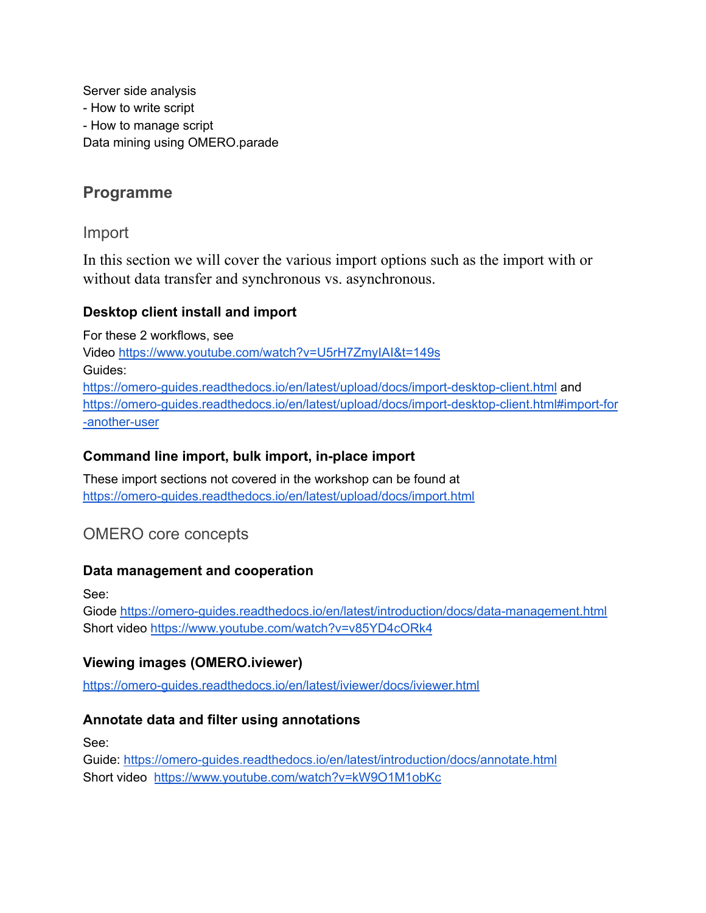Server side analysis

- How to write script
- How to manage script

Data mining using OMERO.parade

## Programme

### Import

In this section we will cover the various import options such as the import with or without data transfer and synchronous vs. asynchronous.

#### Desktop client install and import

For these 2 workflows, see
Video https://www.youtube.com/watch?v=U5rH7ZmyIAI&t=149s
Guides:
https://omero-guides.readthedocs.io/en/latest/upload/docs/import-desktop-client.html and https://omero-guides.readthedocs.io/en/latest/upload/docs/import-desktop-client.html#import-for-another-user

#### Command line import, bulk import, in-place import

These import sections not covered in the workshop can be found at https://omero-guides.readthedocs.io/en/latest/upload/docs/import.html

### OMERO core concepts

#### Data management and cooperation

See:
Giode https://omero-guides.readthedocs.io/en/latest/introduction/docs/data-management.html
Short video https://www.youtube.com/watch?v=v85YD4cORk4

#### Viewing images (OMERO.iviewer)

https://omero-guides.readthedocs.io/en/latest/iviewer/docs/iviewer.html

#### Annotate data and filter using annotations

See:
Guide: https://omero-guides.readthedocs.io/en/latest/introduction/docs/annotate.html
Short video https://www.youtube.com/watch?v=kW9O1M1obKc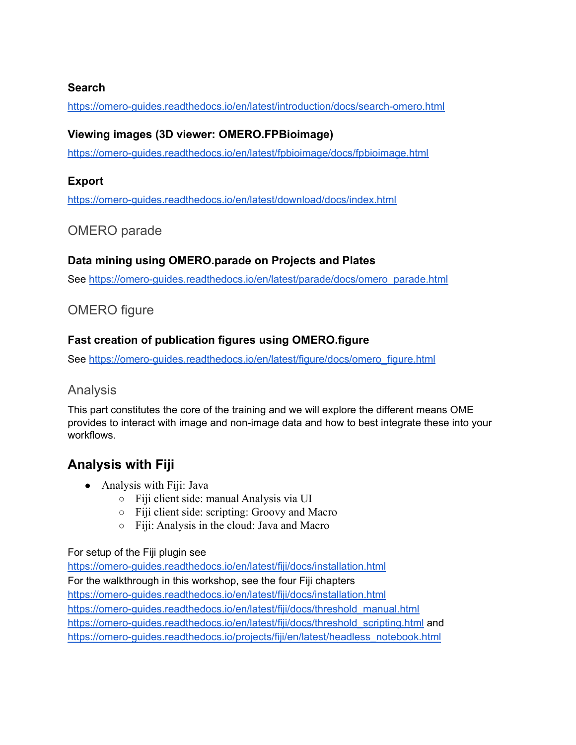### Search

https://omero-guides.readthedocs.io/en/latest/introduction/docs/search-omero.html

### Viewing images (3D viewer: OMERO.FPBioimage)

https://omero-guides.readthedocs.io/en/latest/fpbioimage/docs/fpbioimage.html

### Export

https://omero-guides.readthedocs.io/en/latest/download/docs/index.html

## OMERO parade

### Data mining using OMERO.parade on Projects and Plates

See https://omero-guides.readthedocs.io/en/latest/parade/docs/omero_parade.html

## OMERO figure

### Fast creation of publication figures using OMERO.figure

See https://omero-guides.readthedocs.io/en/latest/figure/docs/omero_figure.html

## Analysis

This part constitutes the core of the training and we will explore the different means OME provides to interact with image and non-image data and how to best integrate these into your workflows.

## Analysis with Fiji

- Analysis with Fiji: Java
  - Fiji client side: manual Analysis via UI
  - Fiji client side: scripting: Groovy and Macro
  - Fiji: Analysis in the cloud: Java and Macro

For setup of the Fiji plugin see
https://omero-guides.readthedocs.io/en/latest/fiji/docs/installation.html
For the walkthrough in this workshop, see the four Fiji chapters
https://omero-guides.readthedocs.io/en/latest/fiji/docs/installation.html
https://omero-guides.readthedocs.io/en/latest/fiji/docs/threshold_manual.html
https://omero-guides.readthedocs.io/en/latest/fiji/docs/threshold_scripting.html and
https://omero-guides.readthedocs.io/projects/fiji/en/latest/headless_notebook.html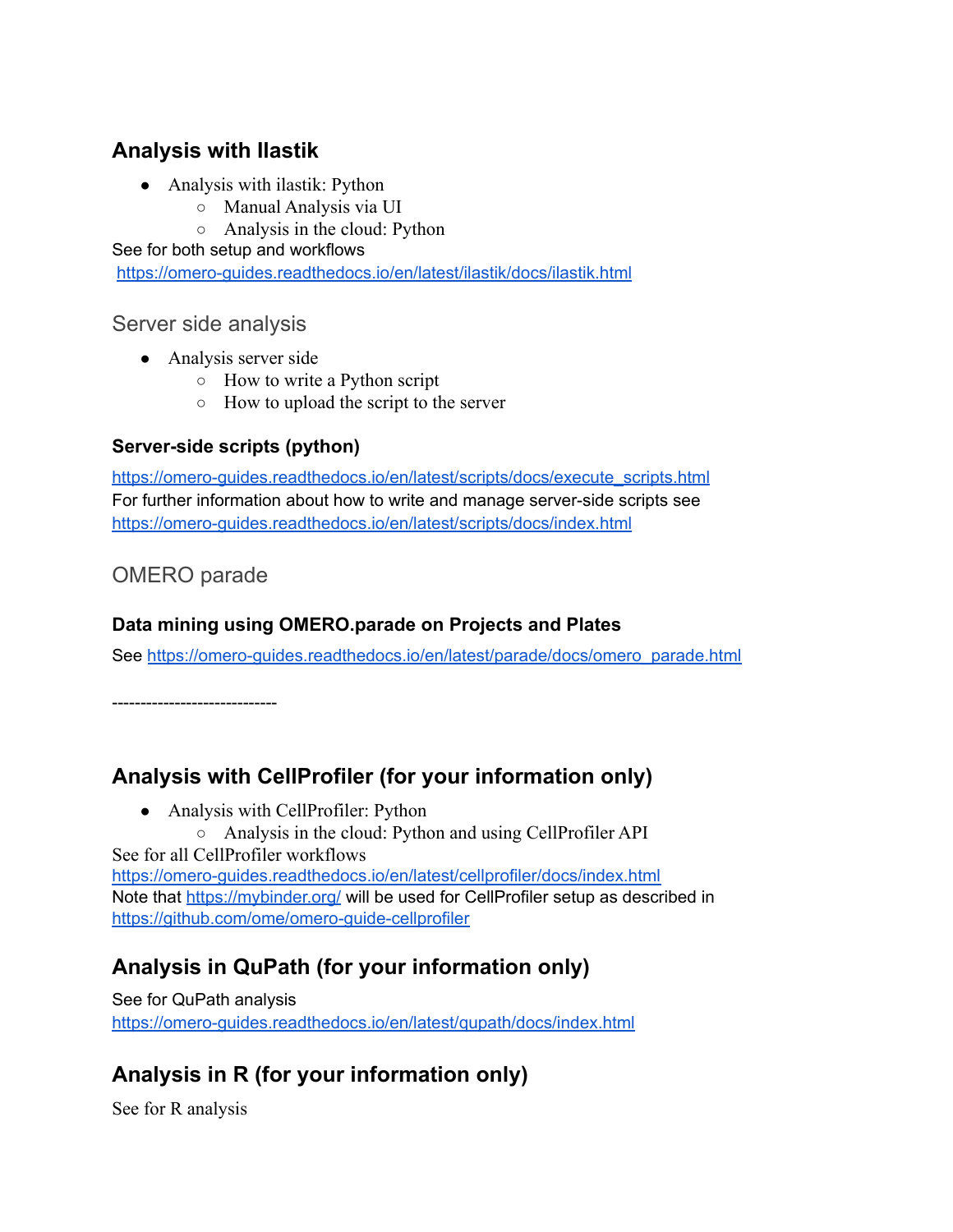## Analysis with Ilastik

- Analysis with ilastik: Python
  - Manual Analysis via UI
  - Analysis in the cloud: Python

See for both setup and workflows
https://omero-guides.readthedocs.io/en/latest/ilastik/docs/ilastik.html

## Server side analysis

- Analysis server side
  - How to write a Python script
  - How to upload the script to the server

### Server-side scripts (python)

https://omero-guides.readthedocs.io/en/latest/scripts/docs/execute_scripts.html
For further information about how to write and manage server-side scripts see
https://omero-guides.readthedocs.io/en/latest/scripts/docs/index.html

## OMERO parade

### Data mining using OMERO.parade on Projects and Plates

See https://omero-guides.readthedocs.io/en/latest/parade/docs/omero_parade.html

-----------------------------

## Analysis with CellProfiler (for your information only)

- Analysis with CellProfiler: Python
  - Analysis in the cloud: Python and using CellProfiler API

See for all CellProfiler workflows
https://omero-guides.readthedocs.io/en/latest/cellprofiler/docs/index.html
Note that https://mybinder.org/ will be used for CellProfiler setup as described in
https://github.com/ome/omero-guide-cellprofiler

## Analysis in QuPath (for your information only)

See for QuPath analysis
https://omero-guides.readthedocs.io/en/latest/qupath/docs/index.html

## Analysis in R (for your information only)

See for R analysis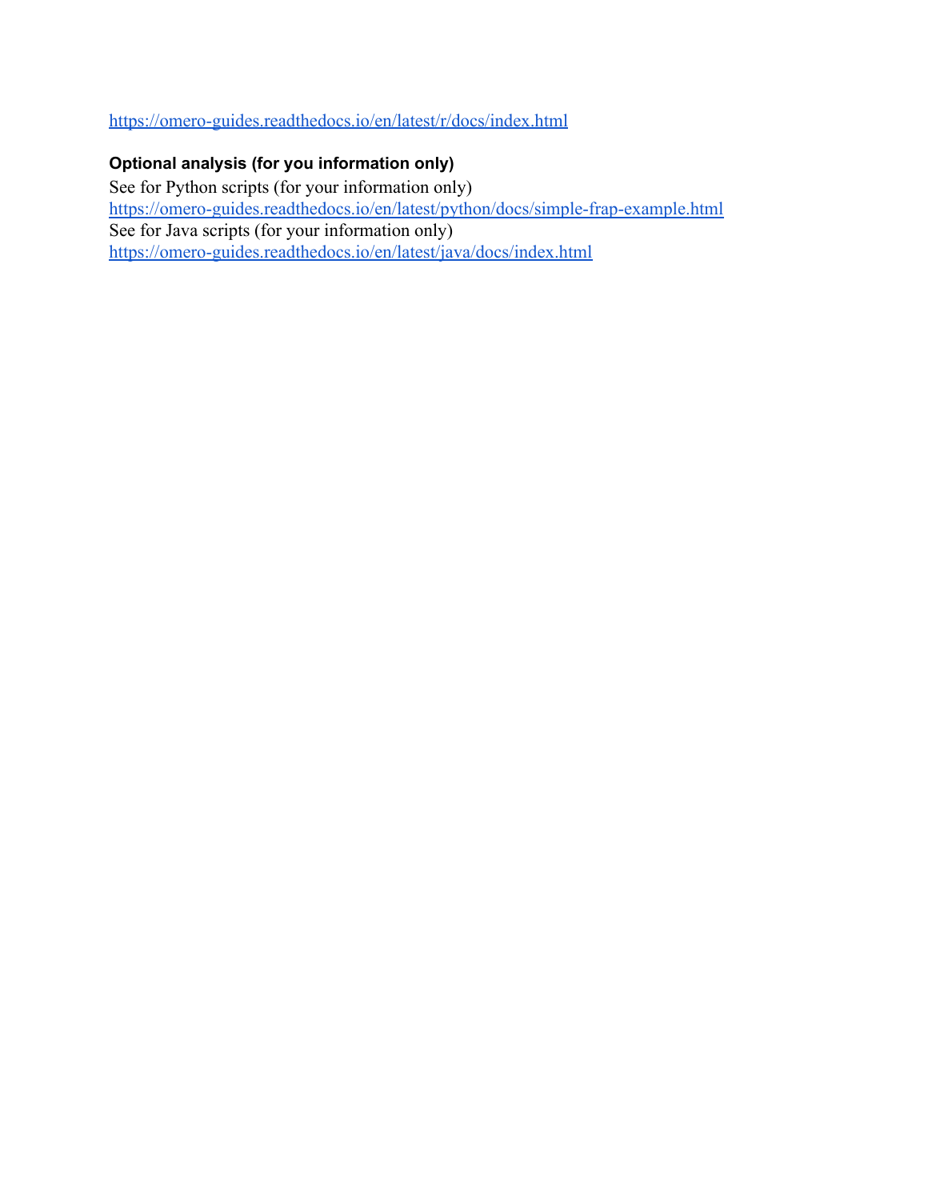https://omero-guides.readthedocs.io/en/latest/r/docs/index.html

**Optional analysis (for you information only)**

See for Python scripts (for your information only)
https://omero-guides.readthedocs.io/en/latest/python/docs/simple-frap-example.html
See for Java scripts (for your information only)
https://omero-guides.readthedocs.io/en/latest/java/docs/index.html